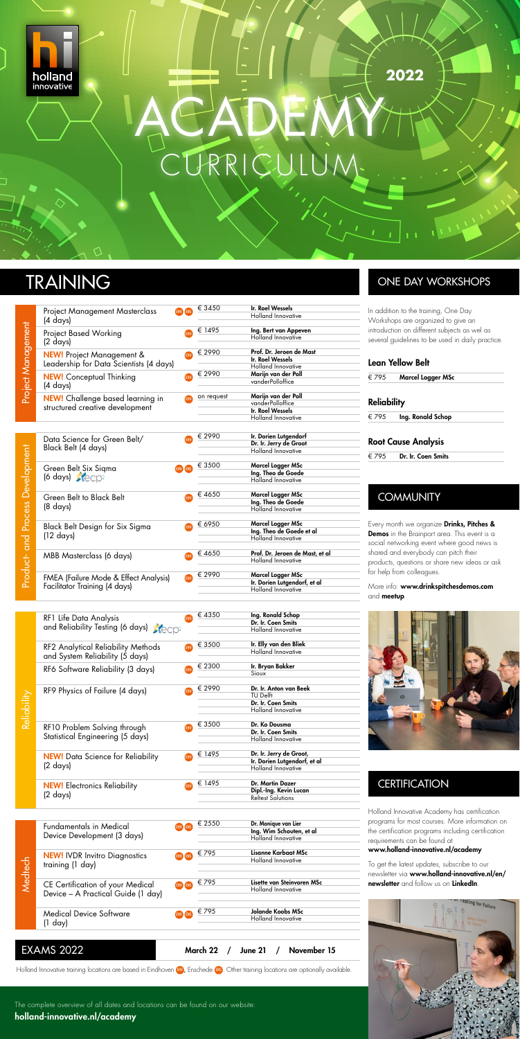# holland innovative

# 2022

# ACADEMY CURRICULUM

## TRAINING

### Project Management

| Course | Language | Price | Trainer(s) |
|---|---|---|---|
| Project Management Masterclass (4 days) | EHV ENS | € 3450 | Ir. Roel Wessels, Holland Innovative |
| Project Based Working (2 days) | EHV | € 1495 | Ing. Bert van Appeven, Holland Innovative |
| **NEW!** Project Management & Leadership for Data Scientists (4 days) | EHV | € 2990 | Prof. Dr. Jeroen de Mast, Ir. Roel Wessels, Holland Innovative |
| **NEW!** Conceptual Thinking (4 days) | EHV | € 2990 | Marijn van der Poll, vanderPolloffice |
| **NEW!** Challenge based learning in structured creative development | EHV | on request | Marijn van der Poll, vanderPolloffice, Ir. Roel Wessels, Holland Innovative |

### Product- and Process Development

| Course | Language | Price | Trainer(s) |
|---|---|---|---|
| Data Science for Green Belt/ Black Belt (4 days) | EHV | € 2990 | Ir. Dorien Lutgendorf, Dr. Ir. Jerry de Groot, Holland Innovative |
| Green Belt Six Sigma (6 days) ecqe | EHV ENS | € 3500 | Marcel Logger MSc, Ing. Theo de Goede, Holland Innovative |
| Green Belt to Black Belt (8 days) | EHV | € 4650 | Marcel Logger MSc, Ing. Theo de Goede, Holland Innovative |
| Black Belt Design for Six Sigma (12 days) | EHV | € 6950 | Marcel Logger MSc, Ing. Theo de Goede et al, Holland Innovative |
| MBB Masterclass (6 days) | EHV | € 4650 | Prof. Dr. Jeroen de Mast, et al, Holland Innovative |
| FMEA (Failure Mode & Effect Analysis) Facilitator Training (4 days) | EHV | € 2990 | Marcel Logger MSc, Ir. Dorien Lutgendorf, et al, Holland Innovative |

### Reliability

| Course | Language | Price | Trainer(s) |
|---|---|---|---|
| RF1 Life Data Analysis and Reliability Testing (6 days) ecqe | EHV | € 4350 | Ing. Ronald Schop, Dr. Ir. Coen Smits, Holland Innovative |
| RF2 Analytical Reliability Methods and System Reliability (5 days) | EHV | € 3500 | Ir. Elly van den Bliek, Holland Innovative |
| RF6 Software Reliability (3 days) | EHV | € 2300 | Ir. Bryan Bakker, Sioux |
| RF9 Physics of Failure (4 days) | EHV | € 2990 | Dr. Ir. Anton van Beek, TU Delft, Dr. Ir. Coen Smits, Holland Innovative |
| RF10 Problem Solving through Statistical Engineering (5 days) | EHV | € 3500 | Dr. Ko Dousma, Dr. Ir. Coen Smits, Holland Innovative |
| **NEW!** Data Science for Reliability (2 days) | EHV | € 1495 | Dr. Ir. Jerry de Groot, Ir. Dorien Lutgendorf, et al, Holland Innovative |
| **NEW!** Electronics Reliability (2 days) | EHV | € 1495 | Dr. Martin Dazer, Dipl.-Ing. Kevin Lucan, Reltest Solutions |

### Medtech

| Course | Language | Price | Trainer(s) |
|---|---|---|---|
| Fundamentals in Medical Device Development (3 days) | EHV ENS | € 2550 | Dr. Monique van Lier, Ing. Wim Schouten, et al, Holland Innovative |
| **NEW!** IVDR Invitro Diagnostics training (1 day) | EHV ENS | € 795 | Lisanne Karbaat MSc, Holland Innovative |
| CE Certification of your Medical Device – A Practical Guide (1 day) | EHV ENS | € 795 | Lisette van Steinvoren MSc, Holland Innovative |
| Medical Device Software (1 day) | EHV ENS | € 795 | Jolande Koobs MSc, Holland Innovative |

### EXAMS 2022

**March 22 / June 21 / November 15**

Holland Innovative training locations are based in Eindhoven EHV, Enschede ENS. Other training locations are optionally available.

## ONE DAY WORKSHOPS

In addition to the training, One Day Workshops are organized to give an introduction on different subjects as well as several guidelines to be used in daily practice.

### Lean Yellow Belt

€ 795 **Marcel Logger MSc**

### Reliability

€ 795 **Ing. Ronald Schop**

### Root Cause Analysis

€ 795 **Dr. Ir. Coen Smits**

## COMMUNITY

Every month we organize **Drinks, Pitches & Demos** in the Brainport area. This event is a social networking event where good news is shared and everybody can pitch their products, questions or share new ideas or ask for help from colleagues.

More info: **www.drinkspitchesdemos.com** and **meetup**.

## CERTIFICATION

Holland Innovative Academy has certification programs for most courses. More information on the certification programs including certification requirements can be found at **www.holland-innovative.nl/academy**

To get the latest updates, subscribe to our newsletter via **www.holland-innovative.nl/en/newsletter** and follow us on **LinkedIn**.

The complete overview of all dates and locations can be found on our website:
**holland-innovative.nl/academy**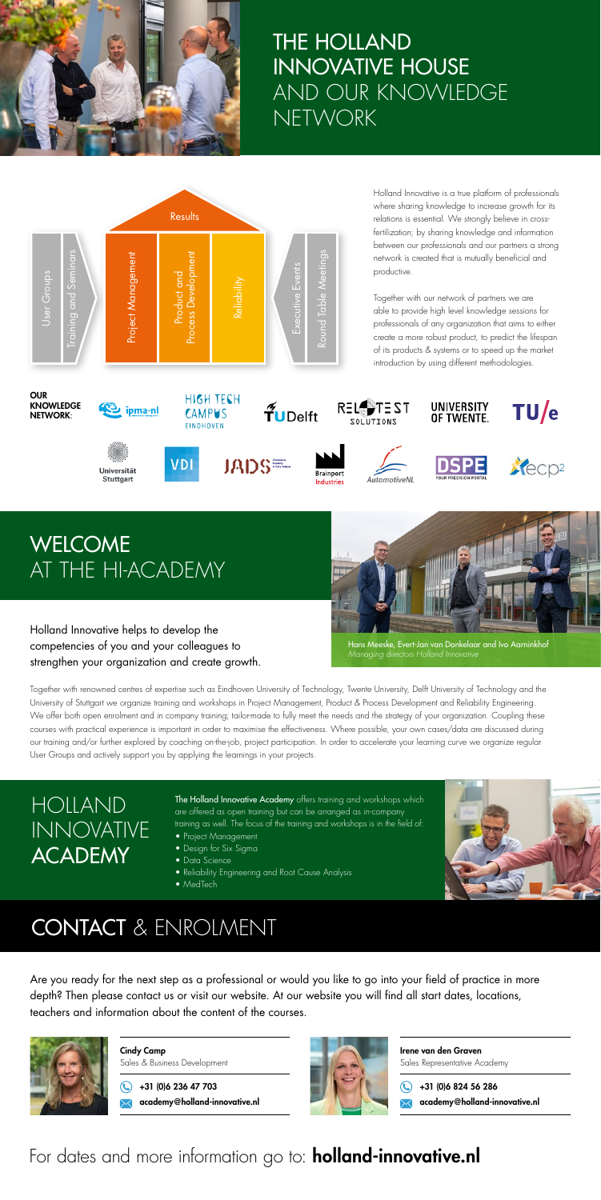# THE HOLLAND INNOVATIVE HOUSE AND OUR KNOWLEDGE NETWORK

Results

User Groups

Training and Seminars

Project Management

Product and Process Development

Reliability

Executive Events

Round Table Meetings

Holland Innovative is a true platform of professionals where sharing knowledge to increase growth for its relations is essential. We strongly believe in cross-fertilization; by sharing knowledge and information between our professionals and our partners a strong network is created that is mutually beneficial and productive.

Together with our network of partners we are able to provide high level knowledge sessions for professionals of any organization that aims to either create a more robust product, to predict the lifespan of its products & systems or to speed up the market introduction by using different methodologies.

**OUR KNOWLEDGE NETWORK:**

ipma-nl

HIGH TECH CAMPUS EINDHOVEN

TUDelft

RELYTEST SOLUTIONS

UNIVERSITY OF TWENTE.

TU/e

Universität Stuttgart

VDI

JADS

Brainport Industries

AutomotiveNL

DSPE YOUR PRECISION PORTAL

ecp2

# WELCOME AT THE HI-ACADEMY

Holland Innovative helps to develop the competencies of you and your colleagues to strengthen your organization and create growth.

Hans Meeske, Evert-Jan van Donkelaar and Ivo Aarninkhof
*Managing directors Holland Innovative*

Together with renowned centres of expertise such as Eindhoven University of Technology, Twente University, Delft University of Technology and the University of Stuttgart we organize training and workshops in Project Management, Product & Process Development and Reliability Engineering. We offer both open enrolment and in company training; tailor-made to fully meet the needs and the strategy of your organization. Coupling these courses with practical experience is important in order to maximise the effectiveness. Where possible, your own cases/data are discussed during our training and/or further explored by coaching on-the-job, project participation. In order to accelerate your learning curve we organize regular User Groups and actively support you by applying the learnings in your projects.

# HOLLAND INNOVATIVE ACADEMY

**The Holland Innovative Academy** offers training and workshops which are offered as open training but can be arranged as in-company training as well. The focus of the training and workshops is in the field of:

- Project Management
- Design for Six Sigma
- Data Science
- Reliability Engineering and Root Cause Analysis
- MedTech

# CONTACT & ENROLMENT

Are you ready for the next step as a professional or would you like to go into your field of practice in more depth? Then please contact us or visit our website. At our website you will find all start dates, locations, teachers and information about the content of the courses.

**Cindy Camp**
Sales & Business Development

+31 (0)6 236 47 703
academy@holland-innovative.nl

**Irene van den Graven**
Sales Representative Academy

+31 (0)6 824 56 286
academy@holland-innovative.nl

For dates and more information go to: **holland-innovative.nl**